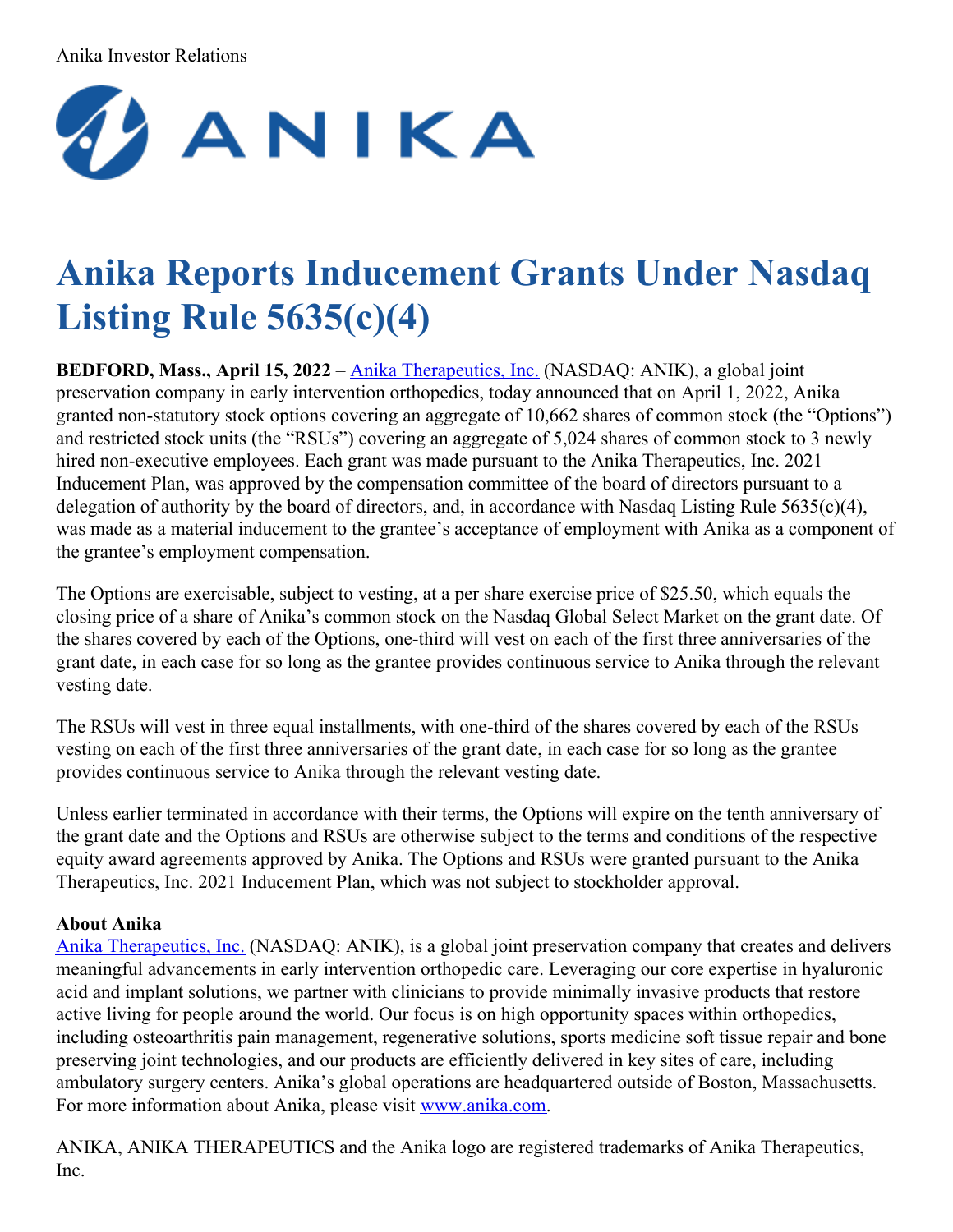Anika Investor Relations

# Anika Reports Inducement Grants Under Nasdaq Listing Rule 5635(c)(4)

**BEDFORD, Mass., April 15, 2022** – [Anika Therapeutics, Inc.](#) (NASDAQ: ANIK), a global joint preservation company in early intervention orthopedics, today announced that on April 1, 2022, Anika granted non-statutory stock options covering an aggregate of 10,662 shares of common stock (the "Options") and restricted stock units (the "RSUs") covering an aggregate of 5,024 shares of common stock to 3 newly hired non-executive employees. Each grant was made pursuant to the Anika Therapeutics, Inc. 2021 Inducement Plan, was approved by the compensation committee of the board of directors pursuant to a delegation of authority by the board of directors, and, in accordance with Nasdaq Listing Rule 5635(c)(4), was made as a material inducement to the grantee's acceptance of employment with Anika as a component of the grantee's employment compensation.

The Options are exercisable, subject to vesting, at a per share exercise price of $25.50, which equals the closing price of a share of Anika's common stock on the Nasdaq Global Select Market on the grant date. Of the shares covered by each of the Options, one-third will vest on each of the first three anniversaries of the grant date, in each case for so long as the grantee provides continuous service to Anika through the relevant vesting date.

The RSUs will vest in three equal installments, with one-third of the shares covered by each of the RSUs vesting on each of the first three anniversaries of the grant date, in each case for so long as the grantee provides continuous service to Anika through the relevant vesting date.

Unless earlier terminated in accordance with their terms, the Options will expire on the tenth anniversary of the grant date and the Options and RSUs are otherwise subject to the terms and conditions of the respective equity award agreements approved by Anika. The Options and RSUs were granted pursuant to the Anika Therapeutics, Inc. 2021 Inducement Plan, which was not subject to stockholder approval.

**About Anika**

[Anika Therapeutics, Inc.](#) (NASDAQ: ANIK), is a global joint preservation company that creates and delivers meaningful advancements in early intervention orthopedic care. Leveraging our core expertise in hyaluronic acid and implant solutions, we partner with clinicians to provide minimally invasive products that restore active living for people around the world. Our focus is on high opportunity spaces within orthopedics, including osteoarthritis pain management, regenerative solutions, sports medicine soft tissue repair and bone preserving joint technologies, and our products are efficiently delivered in key sites of care, including ambulatory surgery centers. Anika's global operations are headquartered outside of Boston, Massachusetts. For more information about Anika, please visit [www.anika.com](#).

ANIKA, ANIKA THERAPEUTICS and the Anika logo are registered trademarks of Anika Therapeutics, Inc.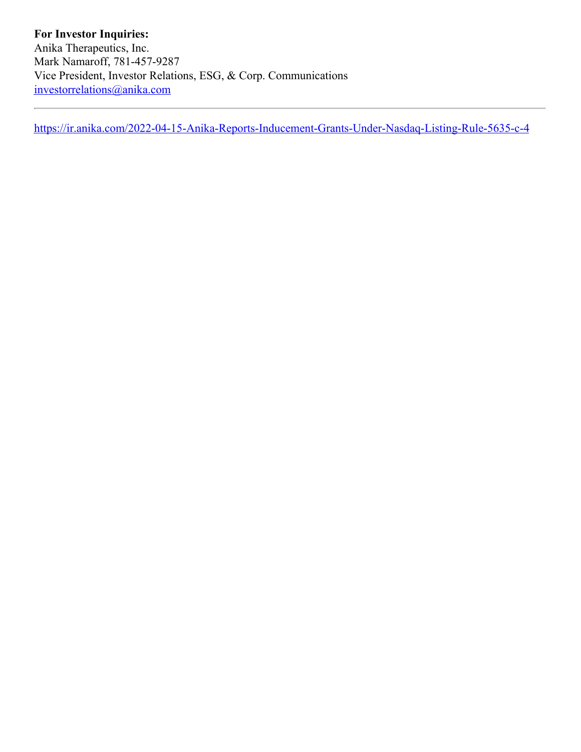**For Investor Inquiries:**
Anika Therapeutics, Inc.
Mark Namaroff, 781-457-9287
Vice President, Investor Relations, ESG, & Corp. Communications
investorrelations@anika.com

---

https://ir.anika.com/2022-04-15-Anika-Reports-Inducement-Grants-Under-Nasdaq-Listing-Rule-5635-c-4